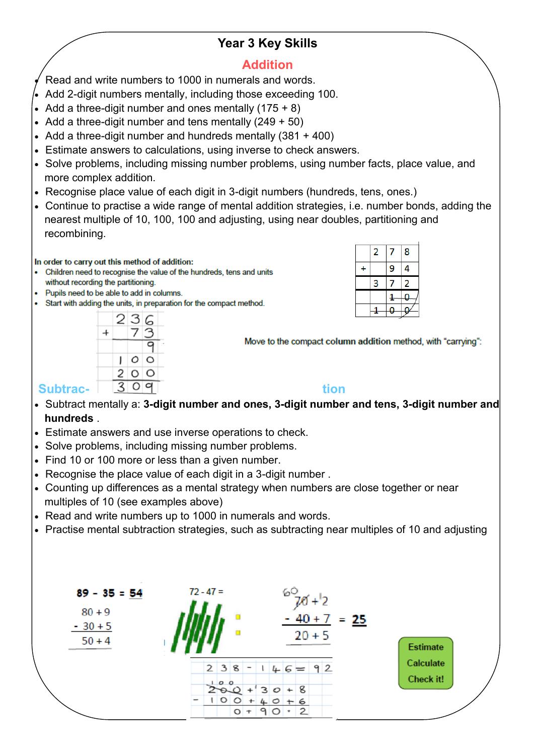# Year 3 Key Skills

## Addition

- Read and write numbers to 1000 in numerals and words.
- Add 2-digit numbers mentally, including those exceeding 100.
- Add a three-digit number and ones mentally (175 + 8)
- Add a three-digit number and tens mentally (249 + 50)
- Add a three-digit number and hundreds mentally (381 + 400)
- Estimate answers to calculations, using inverse to check answers.
- Solve problems, including missing number problems, using number facts, place value, and more complex addition.
- Recognise place value of each digit in 3-digit numbers (hundreds, tens, ones.)
- Continue to practise a wide range of mental addition strategies, i.e. number bonds, adding the nearest multiple of 10, 100, 100 and adjusting, using near doubles, partitioning and recombining.

In order to carry out this method of addition:

- Children need to recognise the value of the hundreds, tens and units without recording the partitioning.
- Pupils need to be able to add in columns.
- Start with adding the units, in preparation for the compact method.

|   | 2 | 3 | 6 |
|---|---|---|---|
| + |   | 7 | 3 |
|   |   |   | 9 |
|   | 1 | 0 | 0 |
|   | 2 | 0 | 0 |
|   | 3 | 0 | 9 |

Move to the compact column addition method, with "carrying":

|   | 2 | 7 | 8 |
|---|---|---|---|
| + |   | 9 | 4 |
|   | 3 | 7 | 2 |
|   |   | 1 | 0 |
|   | 1 | 0 | 0 |

## Subtraction

- Subtract mentally a: **3-digit number and ones, 3-digit number and tens, 3-digit number and hundreds** .
- Estimate answers and use inverse operations to check.
- Solve problems, including missing number problems.
- Find 10 or 100 more or less than a given number.
- Recognise the place value of each digit in a 3-digit number .
- Counting up differences as a mental strategy when numbers are close together or near multiples of 10 (see examples above)
- Read and write numbers up to 1000 in numerals and words.
- Practise mental subtraction strategies, such as subtracting near multiples of 10 and adjusting

**89 - 35 = 54**

80 + 9
- 30 + 5
50 + 4

72 - 47 =

~~70~~ 60 + ~~2~~ 12
- 40 + 7 = **25**
20 + 5

238 - 146 = 92

~~200~~ 100 + 130 + 8
- 100 + 40 + 6
0 + 90 + 2

Estimate
Calculate
Check it!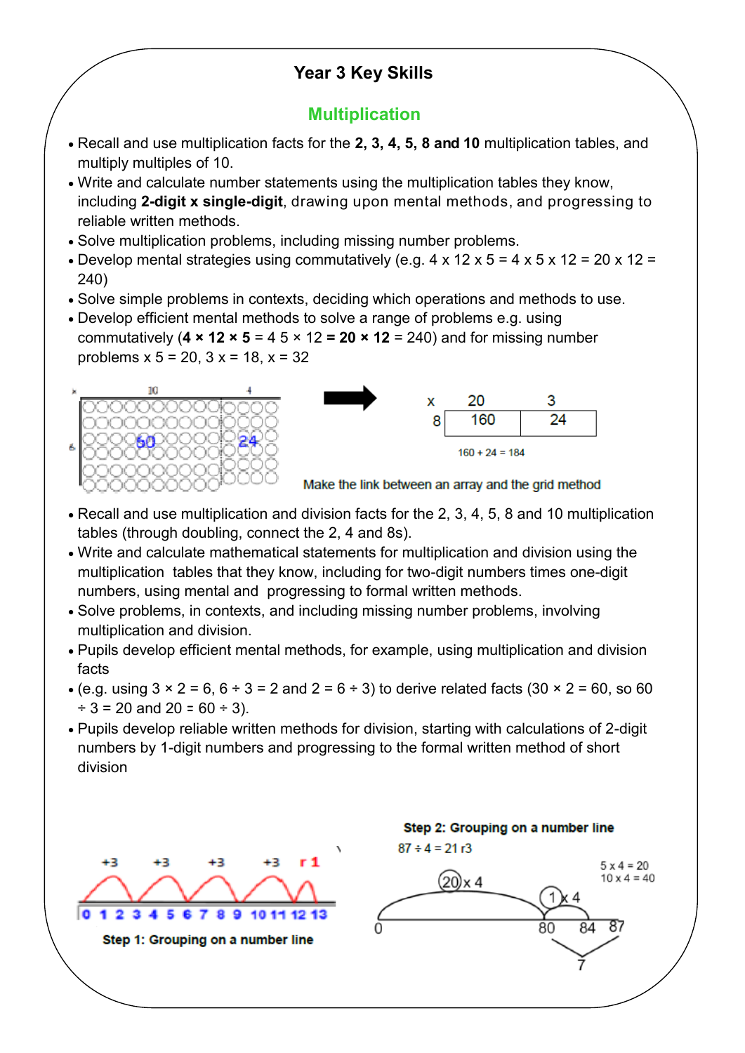## Year 3 Key Skills

### Multiplication

- Recall and use multiplication facts for the **2, 3, 4, 5, 8 and 10** multiplication tables, and multiply multiples of 10.
- Write and calculate number statements using the multiplication tables they know, including **2-digit x single-digit**, drawing upon mental methods, and progressing to reliable written methods.
- Solve multiplication problems, including missing number problems.
- Develop mental strategies using commutatively (e.g. 4 x 12 x 5 = 4 x 5 x 12 = 20 x 12 = 240)
- Solve simple problems in contexts, deciding which operations and methods to use.
- Develop efficient mental methods to solve a range of problems e.g. using commutatively (**4 × 12 × 5** = 4 5 × 12 **= 20 × 12** = 240) and for missing number problems x 5 = 20, 3 x = 18, x = 32

x 10 4

6 60 24

| x | 20 | 3 |
|---|---|---|
| 8 | 160 | 24 |

160 + 24 = 184

Make the link between an array and the grid method

- Recall and use multiplication and division facts for the 2, 3, 4, 5, 8 and 10 multiplication tables (through doubling, connect the 2, 4 and 8s).
- Write and calculate mathematical statements for multiplication and division using the multiplication tables that they know, including for two-digit numbers times one-digit numbers, using mental and progressing to formal written methods.
- Solve problems, in contexts, and including missing number problems, involving multiplication and division.
- Pupils develop efficient mental methods, for example, using multiplication and division facts
- (e.g. using 3 × 2 = 6, 6 ÷ 3 = 2 and 2 = 6 ÷ 3) to derive related facts (30 × 2 = 60, so 60 ÷ 3 = 20 and 20 = 60 ÷ 3).
- Pupils develop reliable written methods for division, starting with calculations of 2-digit numbers by 1-digit numbers and progressing to the formal written method of short division

+3 +3 +3 +3 r 1

0 1 2 3 4 5 6 7 8 9 10 11 12 13

**Step 1: Grouping on a number line**

**Step 2: Grouping on a number line**

87 ÷ 4 = 21 r3

5 x 4 = 20
10 x 4 = 40

20 x 4

1 x 4

0 80 84 87

7